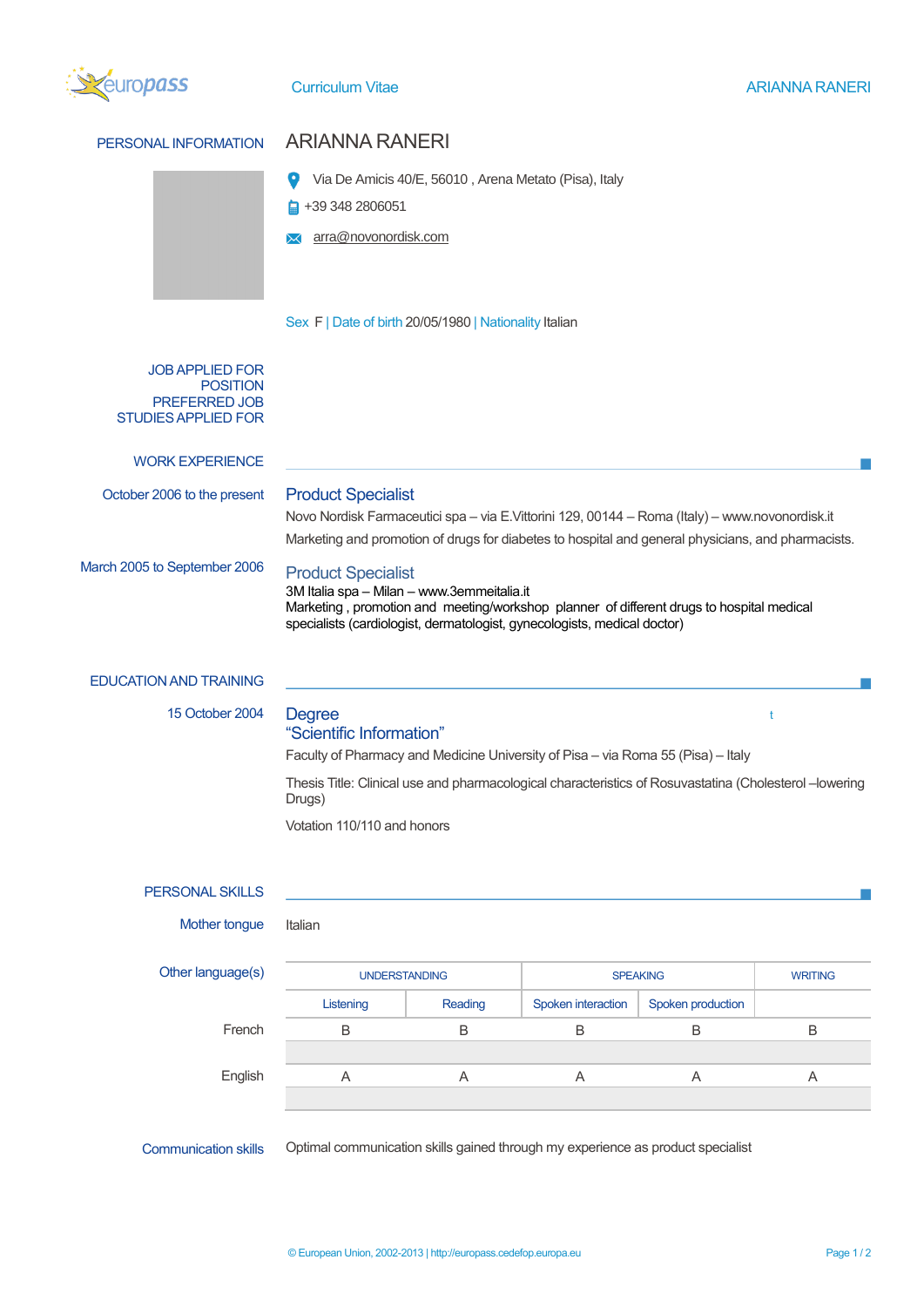Curriculum Vitae

# ARIANNA RANERI

## PERSONAL INFORMATION

Via De Amicis 40/E, 56010 , Arena Metato (Pisa), Italy

+39 348 2806051

arra@novonordisk.com

Sex F | Date of birth 20/05/1980 | Nationality Italian

JOB APPLIED FOR
POSITION
PREFERRED JOB
STUDIES APPLIED FOR

## WORK EXPERIENCE

**October 2006 to the present**

### Product Specialist

Novo Nordisk Farmaceutici spa – via E.Vittorini 129, 00144 – Roma (Italy) – www.novonordisk.it

Marketing and promotion of drugs for diabetes to hospital and general physicians, and pharmacists.

**March 2005 to September 2006**

### Product Specialist

3M Italia spa – Milan – www.3emmeitalia.it

Marketing , promotion and meeting/workshop planner of different drugs to hospital medical specialists (cardiologist, dermatologist, gynecologists, medical doctor)

## EDUCATION AND TRAINING

**15 October 2004**

### Degree
### “Scientific Information”

t

Faculty of Pharmacy and Medicine University of Pisa – via Roma 55 (Pisa) – Italy

Thesis Title: Clinical use and pharmacological characteristics of Rosuvastatina (Cholesterol –lowering Drugs)

Votation 110/110 and honors

## PERSONAL SKILLS

**Mother tongue** Italian

**Other language(s)**

| | UNDERSTANDING | | SPEAKING | | WRITING |
|---|---|---|---|---|---|
| | Listening | Reading | Spoken interaction | Spoken production | |
| French | B | B | B | B | B |
| English | A | A | A | A | A |

**Communication skills** Optimal communication skills gained through my experience as product specialist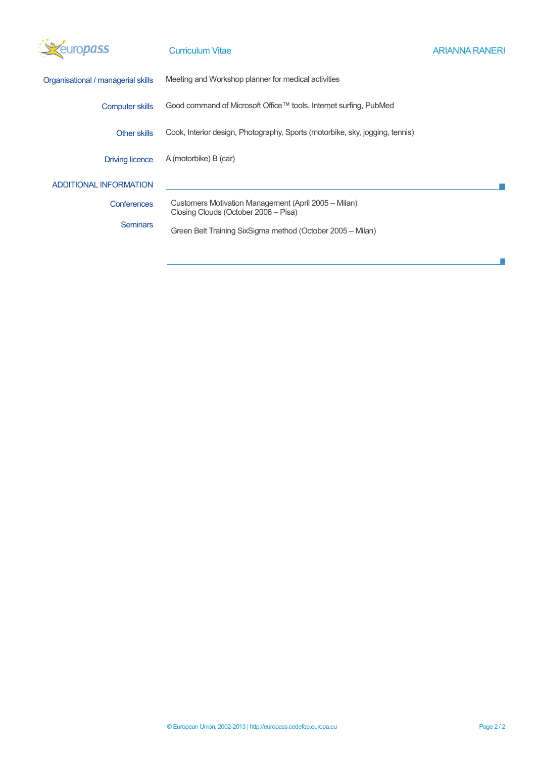| | |
|---|---|
| Organisational / managerial skills | Meeting and Workshop planner for medical activities |
| Computer skills | Good command of Microsoft Office™ tools, Internet surfing, PubMed |
| Other skills | Cook, Interior design, Photography, Sports (motorbike, sky, jogging, tennis) |
| Driving licence | A (motorbike) B (car) |

## ADDITIONAL INFORMATION

| | |
|---|---|
| Conferences | Customers Motivation Management (April 2005 – Milan)<br>Closing Clouds (October 2006 – Pisa) |
| Seminars | Green Belt Training SixSigma method (October 2005 – Milan) |